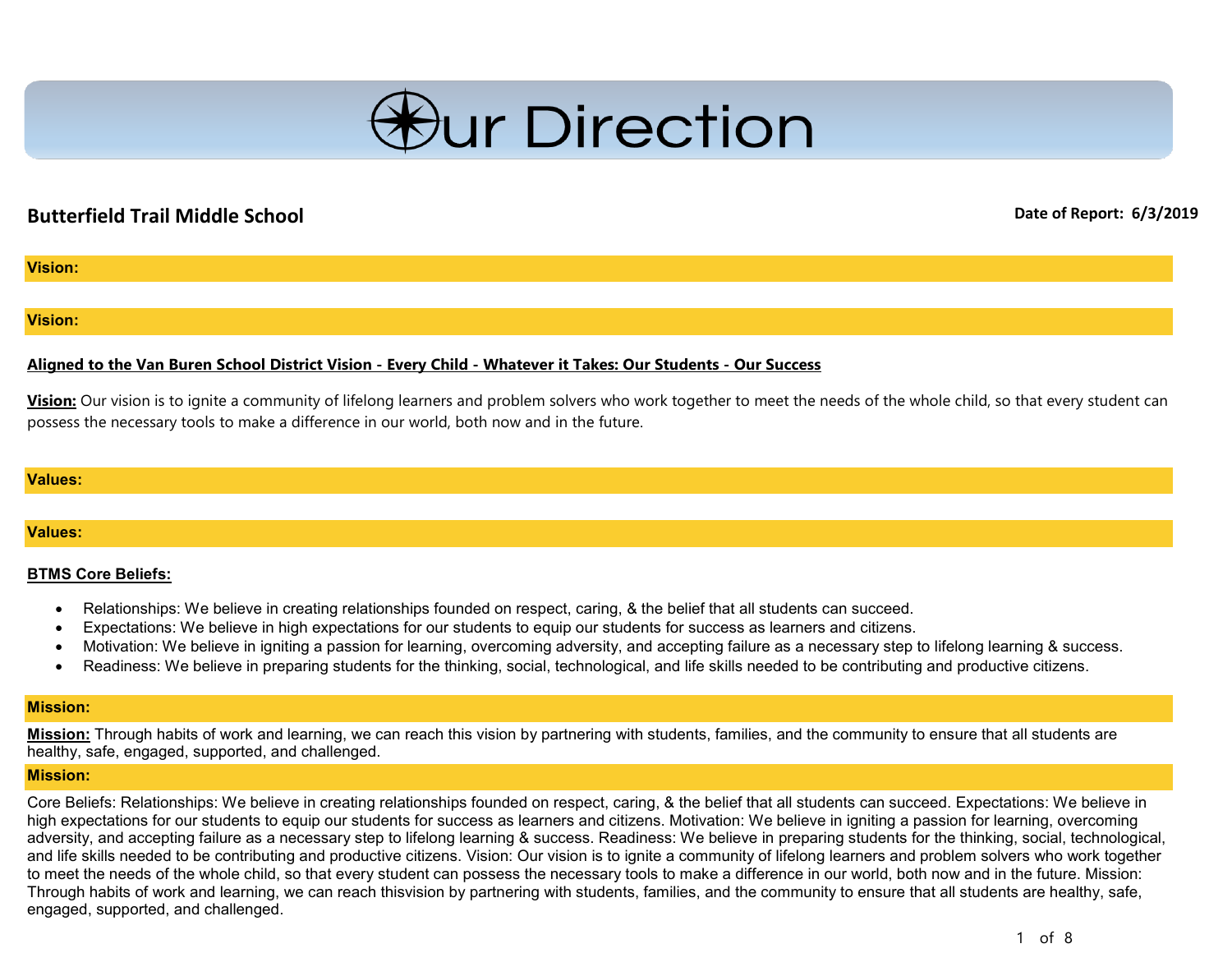# Our Direction

**Butterfield Trail Middle School**

**Date of Report: 6/3/2019**

**Vision:**

**Vision:**

**Aligned to the Van Buren School District Vision - Every Child - Whatever it Takes: Our Students - Our Success**

**Vision:** Our vision is to ignite a community of lifelong learners and problem solvers who work together to meet the needs of the whole child, so that every student can possess the necessary tools to make a difference in our world, both now and in the future.

**Values:**

**Values:**

**BTMS Core Beliefs:**

- Relationships: We believe in creating relationships founded on respect, caring, & the belief that all students can succeed.
- Expectations: We believe in high expectations for our students to equip our students for success as learners and citizens.
- Motivation: We believe in igniting a passion for learning, overcoming adversity, and accepting failure as a necessary step to lifelong learning & success.
- Readiness: We believe in preparing students for the thinking, social, technological, and life skills needed to be contributing and productive citizens.

**Mission:**

**Mission:** Through habits of work and learning, we can reach this vision by partnering with students, families, and the community to ensure that all students are healthy, safe, engaged, supported, and challenged.

**Mission:**

Core Beliefs: Relationships: We believe in creating relationships founded on respect, caring, & the belief that all students can succeed. Expectations: We believe in high expectations for our students to equip our students for success as learners and citizens. Motivation: We believe in igniting a passion for learning, overcoming adversity, and accepting failure as a necessary step to lifelong learning & success. Readiness: We believe in preparing students for the thinking, social, technological, and life skills needed to be contributing and productive citizens. Vision: Our vision is to ignite a community of lifelong learners and problem solvers who work together to meet the needs of the whole child, so that every student can possess the necessary tools to make a difference in our world, both now and in the future. Mission: Through habits of work and learning, we can reach thisvision by partnering with students, families, and the community to ensure that all students are healthy, safe, engaged, supported, and challenged.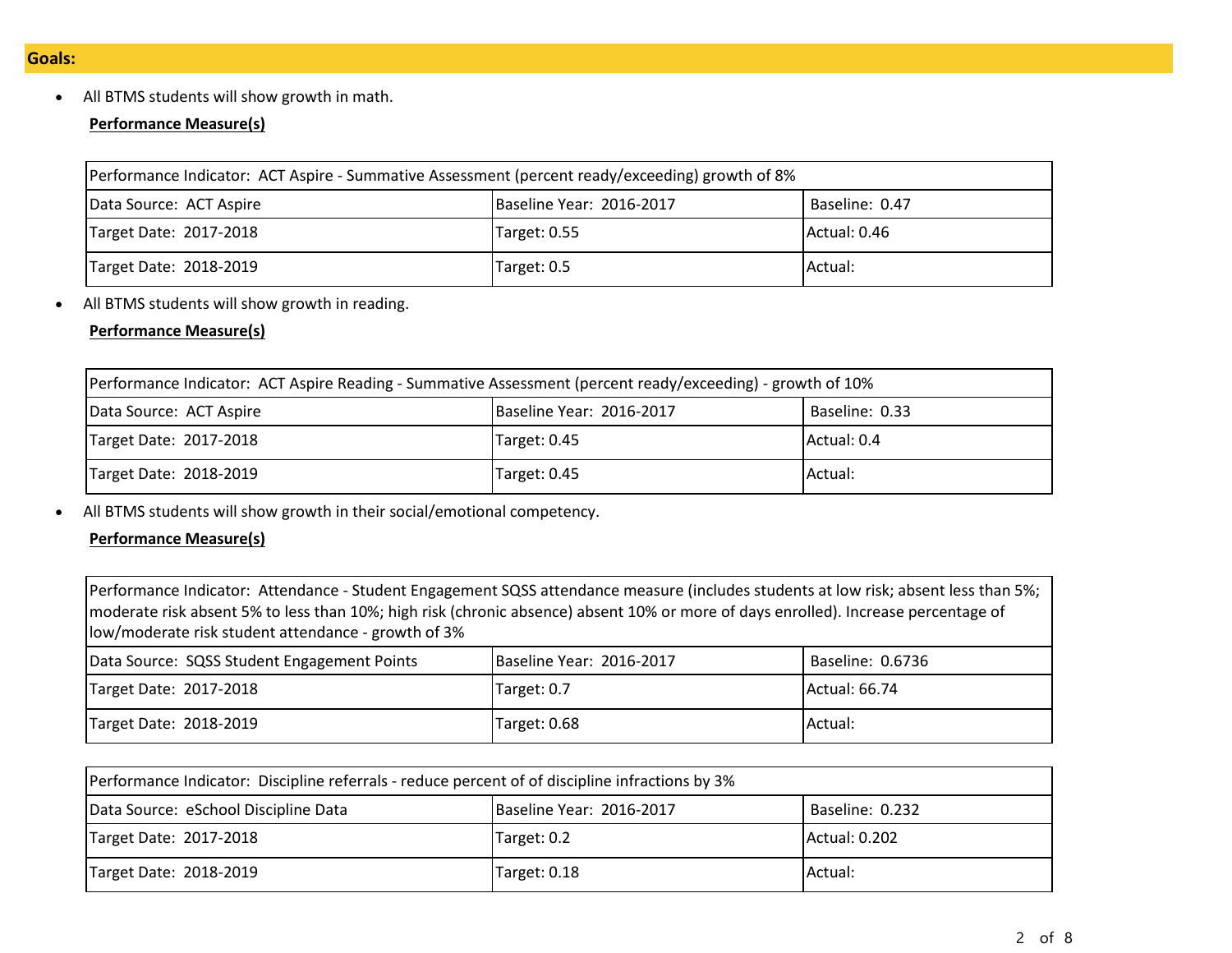## Goals:

- All BTMS students will show growth in math.

**Performance Measure(s)**

| Performance Indicator: ACT Aspire - Summative Assessment (percent ready/exceeding) growth of 8% | | |
|---|---|---|
| Data Source: ACT Aspire | Baseline Year: 2016-2017 | Baseline: 0.47 |
| Target Date: 2017-2018 | Target: 0.55 | Actual: 0.46 |
| Target Date: 2018-2019 | Target: 0.5 | Actual: |

- All BTMS students will show growth in reading.

**Performance Measure(s)**

| Performance Indicator: ACT Aspire Reading - Summative Assessment (percent ready/exceeding) - growth of 10% | | |
|---|---|---|
| Data Source: ACT Aspire | Baseline Year: 2016-2017 | Baseline: 0.33 |
| Target Date: 2017-2018 | Target: 0.45 | Actual: 0.4 |
| Target Date: 2018-2019 | Target: 0.45 | Actual: |

- All BTMS students will show growth in their social/emotional competency.

**Performance Measure(s)**

| Performance Indicator: Attendance - Student Engagement SQSS attendance measure (includes students at low risk; absent less than 5%; moderate risk absent 5% to less than 10%; high risk (chronic absence) absent 10% or more of days enrolled). Increase percentage of low/moderate risk student attendance - growth of 3% | | |
|---|---|---|
| Data Source: SQSS Student Engagement Points | Baseline Year: 2016-2017 | Baseline: 0.6736 |
| Target Date: 2017-2018 | Target: 0.7 | Actual: 66.74 |
| Target Date: 2018-2019 | Target: 0.68 | Actual: |

| Performance Indicator: Discipline referrals - reduce percent of of discipline infractions by 3% | | |
|---|---|---|
| Data Source: eSchool Discipline Data | Baseline Year: 2016-2017 | Baseline: 0.232 |
| Target Date: 2017-2018 | Target: 0.2 | Actual: 0.202 |
| Target Date: 2018-2019 | Target: 0.18 | Actual: |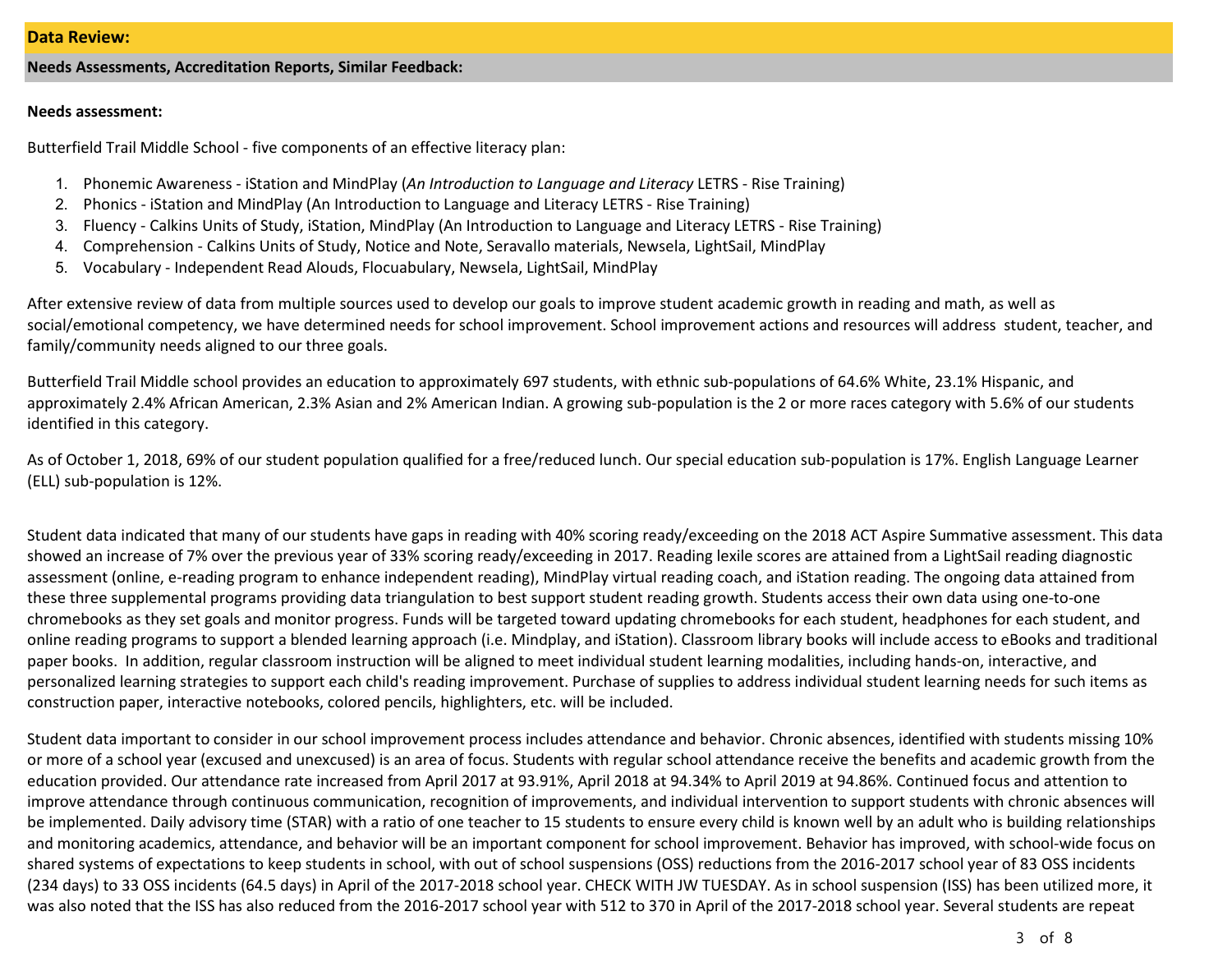## Data Review:

### Needs Assessments, Accreditation Reports, Similar Feedback:

**Needs assessment:**

Butterfield Trail Middle School - five components of an effective literacy plan:

1. Phonemic Awareness - iStation and MindPlay (*An Introduction to Language and Literacy* LETRS - Rise Training)
2. Phonics - iStation and MindPlay (An Introduction to Language and Literacy LETRS - Rise Training)
3. Fluency - Calkins Units of Study, iStation, MindPlay (An Introduction to Language and Literacy LETRS - Rise Training)
4. Comprehension - Calkins Units of Study, Notice and Note, Seravallo materials, Newsela, LightSail, MindPlay
5. Vocabulary - Independent Read Alouds, Flocuabulary, Newsela, LightSail, MindPlay

After extensive review of data from multiple sources used to develop our goals to improve student academic growth in reading and math, as well as social/emotional competency, we have determined needs for school improvement. School improvement actions and resources will address student, teacher, and family/community needs aligned to our three goals.

Butterfield Trail Middle school provides an education to approximately 697 students, with ethnic sub-populations of 64.6% White, 23.1% Hispanic, and approximately 2.4% African American, 2.3% Asian and 2% American Indian. A growing sub-population is the 2 or more races category with 5.6% of our students identified in this category.

As of October 1, 2018, 69% of our student population qualified for a free/reduced lunch. Our special education sub-population is 17%. English Language Learner (ELL) sub-population is 12%.

Student data indicated that many of our students have gaps in reading with 40% scoring ready/exceeding on the 2018 ACT Aspire Summative assessment. This data showed an increase of 7% over the previous year of 33% scoring ready/exceeding in 2017. Reading lexile scores are attained from a LightSail reading diagnostic assessment (online, e-reading program to enhance independent reading), MindPlay virtual reading coach, and iStation reading. The ongoing data attained from these three supplemental programs providing data triangulation to best support student reading growth. Students access their own data using one-to-one chromebooks as they set goals and monitor progress. Funds will be targeted toward updating chromebooks for each student, headphones for each student, and online reading programs to support a blended learning approach (i.e. Mindplay, and iStation). Classroom library books will include access to eBooks and traditional paper books. In addition, regular classroom instruction will be aligned to meet individual student learning modalities, including hands-on, interactive, and personalized learning strategies to support each child's reading improvement. Purchase of supplies to address individual student learning needs for such items as construction paper, interactive notebooks, colored pencils, highlighters, etc. will be included.

Student data important to consider in our school improvement process includes attendance and behavior. Chronic absences, identified with students missing 10% or more of a school year (excused and unexcused) is an area of focus. Students with regular school attendance receive the benefits and academic growth from the education provided. Our attendance rate increased from April 2017 at 93.91%, April 2018 at 94.34% to April 2019 at 94.86%. Continued focus and attention to improve attendance through continuous communication, recognition of improvements, and individual intervention to support students with chronic absences will be implemented. Daily advisory time (STAR) with a ratio of one teacher to 15 students to ensure every child is known well by an adult who is building relationships and monitoring academics, attendance, and behavior will be an important component for school improvement. Behavior has improved, with school-wide focus on shared systems of expectations to keep students in school, with out of school suspensions (OSS) reductions from the 2016-2017 school year of 83 OSS incidents (234 days) to 33 OSS incidents (64.5 days) in April of the 2017-2018 school year. CHECK WITH JW TUESDAY. As in school suspension (ISS) has been utilized more, it was also noted that the ISS has also reduced from the 2016-2017 school year with 512 to 370 in April of the 2017-2018 school year. Several students are repeat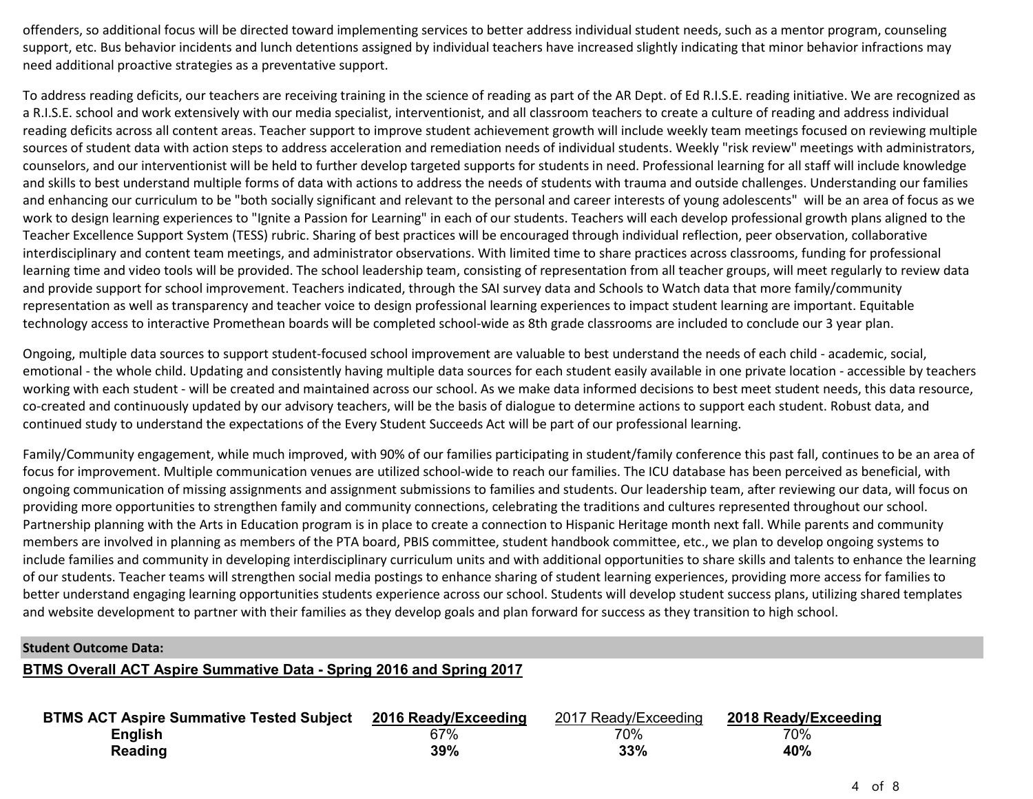offenders, so additional focus will be directed toward implementing services to better address individual student needs, such as a mentor program, counseling support, etc. Bus behavior incidents and lunch detentions assigned by individual teachers have increased slightly indicating that minor behavior infractions may need additional proactive strategies as a preventative support.

To address reading deficits, our teachers are receiving training in the science of reading as part of the AR Dept. of Ed R.I.S.E. reading initiative. We are recognized as a R.I.S.E. school and work extensively with our media specialist, interventionist, and all classroom teachers to create a culture of reading and address individual reading deficits across all content areas. Teacher support to improve student achievement growth will include weekly team meetings focused on reviewing multiple sources of student data with action steps to address acceleration and remediation needs of individual students. Weekly "risk review" meetings with administrators, counselors, and our interventionist will be held to further develop targeted supports for students in need. Professional learning for all staff will include knowledge and skills to best understand multiple forms of data with actions to address the needs of students with trauma and outside challenges. Understanding our families and enhancing our curriculum to be "both socially significant and relevant to the personal and career interests of young adolescents" will be an area of focus as we work to design learning experiences to "Ignite a Passion for Learning" in each of our students. Teachers will each develop professional growth plans aligned to the Teacher Excellence Support System (TESS) rubric. Sharing of best practices will be encouraged through individual reflection, peer observation, collaborative interdisciplinary and content team meetings, and administrator observations. With limited time to share practices across classrooms, funding for professional learning time and video tools will be provided. The school leadership team, consisting of representation from all teacher groups, will meet regularly to review data and provide support for school improvement. Teachers indicated, through the SAI survey data and Schools to Watch data that more family/community representation as well as transparency and teacher voice to design professional learning experiences to impact student learning are important. Equitable technology access to interactive Promethean boards will be completed school-wide as 8th grade classrooms are included to conclude our 3 year plan.

Ongoing, multiple data sources to support student-focused school improvement are valuable to best understand the needs of each child - academic, social, emotional - the whole child. Updating and consistently having multiple data sources for each student easily available in one private location - accessible by teachers working with each student - will be created and maintained across our school. As we make data informed decisions to best meet student needs, this data resource, co-created and continuously updated by our advisory teachers, will be the basis of dialogue to determine actions to support each student. Robust data, and continued study to understand the expectations of the Every Student Succeeds Act will be part of our professional learning.

Family/Community engagement, while much improved, with 90% of our families participating in student/family conference this past fall, continues to be an area of focus for improvement. Multiple communication venues are utilized school-wide to reach our families. The ICU database has been perceived as beneficial, with ongoing communication of missing assignments and assignment submissions to families and students. Our leadership team, after reviewing our data, will focus on providing more opportunities to strengthen family and community connections, celebrating the traditions and cultures represented throughout our school. Partnership planning with the Arts in Education program is in place to create a connection to Hispanic Heritage month next fall. While parents and community members are involved in planning as members of the PTA board, PBIS committee, student handbook committee, etc., we plan to develop ongoing systems to include families and community in developing interdisciplinary curriculum units and with additional opportunities to share skills and talents to enhance the learning of our students. Teacher teams will strengthen social media postings to enhance sharing of student learning experiences, providing more access for families to better understand engaging learning opportunities students experience across our school. Students will develop student success plans, utilizing shared templates and website development to partner with their families as they develop goals and plan forward for success as they transition to high school.

**Student Outcome Data:**

**BTMS Overall ACT Aspire Summative Data - Spring 2016 and Spring 2017**

| BTMS ACT Aspire Summative Tested Subject | 2016 Ready/Exceeding | 2017 Ready/Exceeding | 2018 Ready/Exceeding |
|---|---|---|---|
| **English** | 67% | 70% | 70% |
| **Reading** | **39%** | **33%** | **40%** |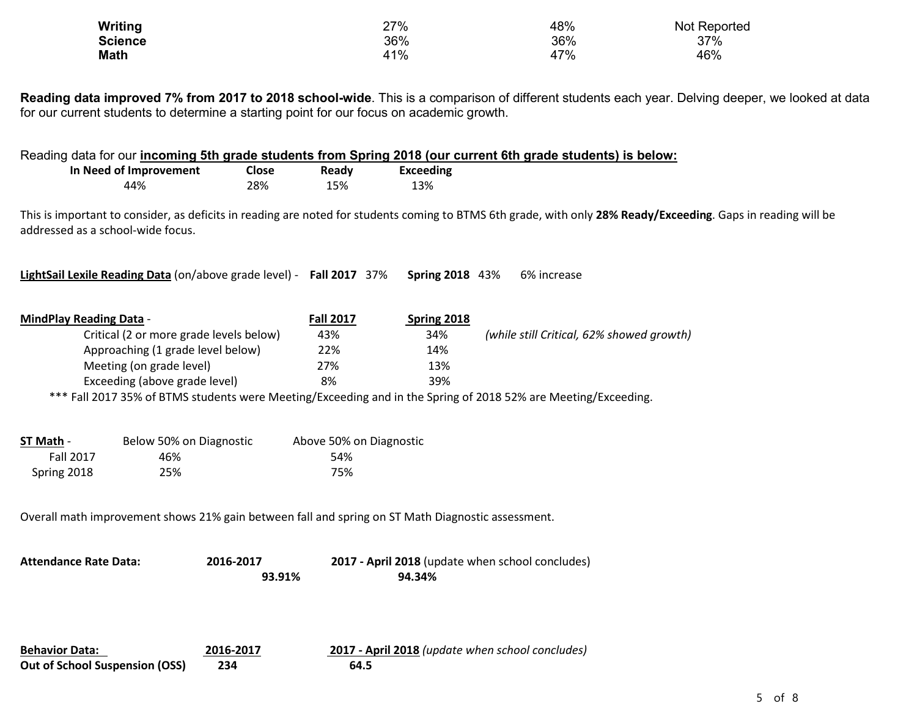| | | | |
|---|---|---|---|
| **Writing** | 27% | 48% | Not Reported |
| **Science** | 36% | 36% | 37% |
| **Math** | 41% | 47% | 46% |

**Reading data improved 7% from 2017 to 2018 school-wide**. This is a comparison of different students each year. Delving deeper, we looked at data for our current students to determine a starting point for our focus on academic growth.

Reading data for our **incoming 5th grade students from Spring 2018 (our current 6th grade students) is below:**

| In Need of Improvement | Close | Ready | Exceeding |
|---|---|---|---|
| 44% | 28% | 15% | 13% |

This is important to consider, as deficits in reading are noted for students coming to BTMS 6th grade, with only **28% Ready/Exceeding**. Gaps in reading will be addressed as a school-wide focus.

**LightSail Lexile Reading Data** (on/above grade level) - **Fall 2017** 37% **Spring 2018** 43% 6% increase

| **MindPlay Reading Data** - | **Fall 2017** | **Spring 2018** | |
|---|---|---|---|
| Critical (2 or more grade levels below) | 43% | 34% | *(while still Critical, 62% showed growth)* |
| Approaching (1 grade level below) | 22% | 14% | |
| Meeting (on grade level) | 27% | 13% | |
| Exceeding (above grade level) | 8% | 39% | |

*** Fall 2017 35% of BTMS students were Meeting/Exceeding and in the Spring of 2018 52% are Meeting/Exceeding.

| **ST Math** - | Below 50% on Diagnostic | Above 50% on Diagnostic |
|---|---|---|
| Fall 2017 | 46% | 54% |
| Spring 2018 | 25% | 75% |

Overall math improvement shows 21% gain between fall and spring on ST Math Diagnostic assessment.

| **Attendance Rate Data:** | **2016-2017** | **2017 - April 2018** (update when school concludes) |
|---|---|---|
| | **93.91%** | **94.34%** |

| **Behavior Data:** | **2016-2017** | **2017 - April 2018** *(update when school concludes)* |
|---|---|---|
| **Out of School Suspension (OSS)** | **234** | **64.5** |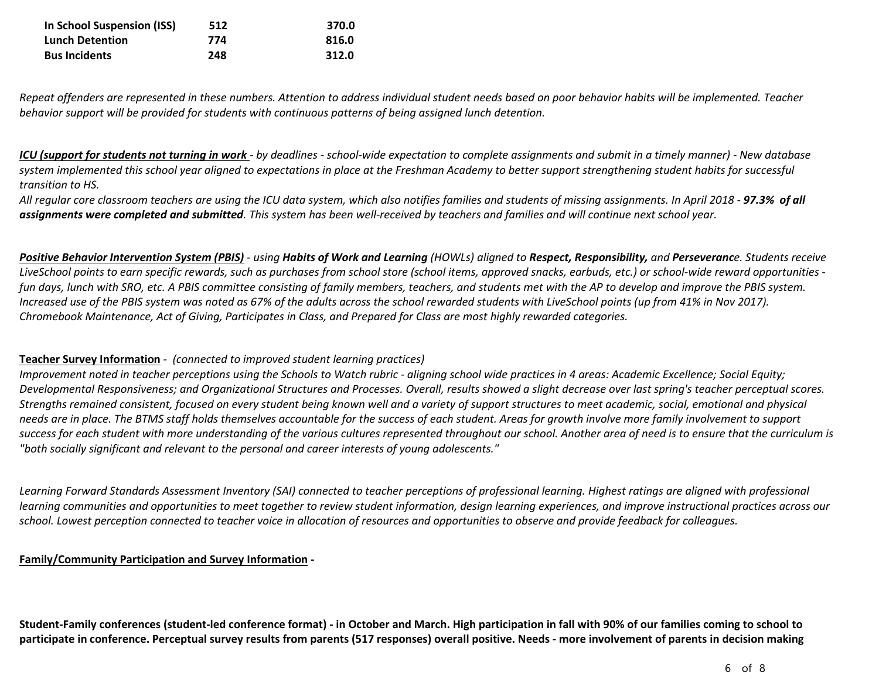| **In School Suspension (ISS)** | **512** | **370.0** |
|---|---|---|
| **Lunch Detention** | **774** | **816.0** |
| **Bus Incidents** | **248** | **312.0** |

*Repeat offenders are represented in these numbers. Attention to address individual student needs based on poor behavior habits will be implemented. Teacher behavior support will be provided for students with continuous patterns of being assigned lunch detention.*

***ICU (support for students not turning in work*** *- by deadlines - school-wide expectation to complete assignments and submit in a timely manner) - New database system implemented this school year aligned to expectations in place at the Freshman Academy to better support strengthening student habits for successful transition to HS.*
*All regular core classroom teachers are using the ICU data system, which also notifies families and students of missing assignments. In April 2018 -* ***97.3% of all assignments were completed and submitted****. This system has been well-received by teachers and families and will continue next school year.*

***Positive Behavior Intervention System (PBIS)*** *- using* ***Habits of Work and Learning*** *(HOWLs) aligned to* ***Respect, Responsibility,*** *and* ***Perseveranc****e. Students receive LiveSchool points to earn specific rewards, such as purchases from school store (school items, approved snacks, earbuds, etc.) or school-wide reward opportunities - fun days, lunch with SRO, etc. A PBIS committee consisting of family members, teachers, and students met with the AP to develop and improve the PBIS system. Increased use of the PBIS system was noted as 67% of the adults across the school rewarded students with LiveSchool points (up from 41% in Nov 2017). Chromebook Maintenance, Act of Giving, Participates in Class, and Prepared for Class are most highly rewarded categories.*

**Teacher Survey Information** - *(connected to improved student learning practices)*
*Improvement noted in teacher perceptions using the Schools to Watch rubric - aligning school wide practices in 4 areas: Academic Excellence; Social Equity; Developmental Responsiveness; and Organizational Structures and Processes. Overall, results showed a slight decrease over last spring's teacher perceptual scores. Strengths remained consistent, focused on every student being known well and a variety of support structures to meet academic, social, emotional and physical needs are in place. The BTMS staff holds themselves accountable for the success of each student. Areas for growth involve more family involvement to support success for each student with more understanding of the various cultures represented throughout our school. Another area of need is to ensure that the curriculum is "both socially significant and relevant to the personal and career interests of young adolescents."*

*Learning Forward Standards Assessment Inventory (SAI) connected to teacher perceptions of professional learning. Highest ratings are aligned with professional learning communities and opportunities to meet together to review student information, design learning experiences, and improve instructional practices across our school. Lowest perception connected to teacher voice in allocation of resources and opportunities to observe and provide feedback for colleagues.*

**Family/Community Participation and Survey Information -**

**Student-Family conferences (student-led conference format) - in October and March. High participation in fall with 90% of our families coming to school to participate in conference. Perceptual survey results from parents (517 responses) overall positive. Needs - more involvement of parents in decision making**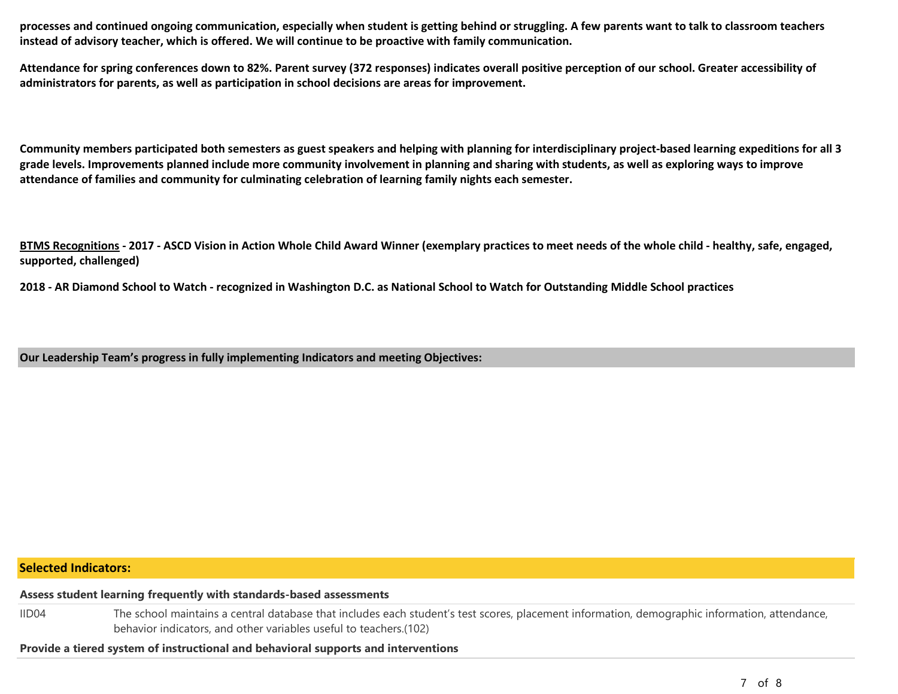**processes and continued ongoing communication, especially when student is getting behind or struggling. A few parents want to talk to classroom teachers instead of advisory teacher, which is offered. We will continue to be proactive with family communication.**

**Attendance for spring conferences down to 82%. Parent survey (372 responses) indicates overall positive perception of our school. Greater accessibility of administrators for parents, as well as participation in school decisions are areas for improvement.**

**Community members participated both semesters as guest speakers and helping with planning for interdisciplinary project-based learning expeditions for all 3 grade levels. Improvements planned include more community involvement in planning and sharing with students, as well as exploring ways to improve attendance of families and community for culminating celebration of learning family nights each semester.**

**BTMS Recognitions - 2017 - ASCD Vision in Action Whole Child Award Winner (exemplary practices to meet needs of the whole child - healthy, safe, engaged, supported, challenged)**

**2018 - AR Diamond School to Watch - recognized in Washington D.C. as National School to Watch for Outstanding Middle School practices**

## Our Leadership Team's progress in fully implementing Indicators and meeting Objectives:

## Selected Indicators:

**Assess student learning frequently with standards-based assessments**

| | |
|---|---|
| IID04 | The school maintains a central database that includes each student's test scores, placement information, demographic information, attendance, behavior indicators, and other variables useful to teachers.(102) |

**Provide a tiered system of instructional and behavioral supports and interventions**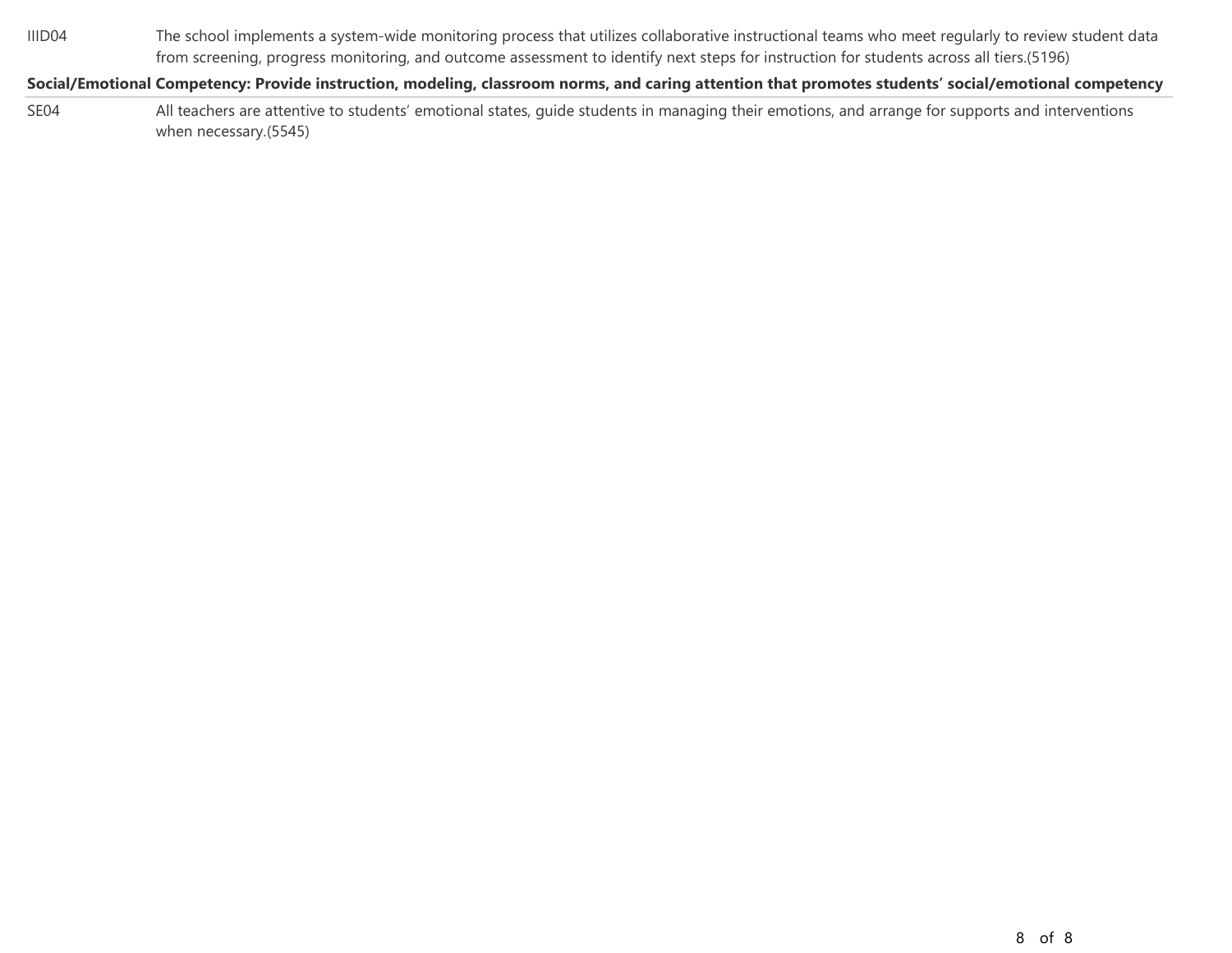| | |
|---|---|
| IIID04 | The school implements a system-wide monitoring process that utilizes collaborative instructional teams who meet regularly to review student data from screening, progress monitoring, and outcome assessment to identify next steps for instruction for students across all tiers.(5196) |

**Social/Emotional Competency: Provide instruction, modeling, classroom norms, and caring attention that promotes students' social/emotional competency**

| | |
|---|---|
| SE04 | All teachers are attentive to students' emotional states, guide students in managing their emotions, and arrange for supports and interventions when necessary.(5545) |